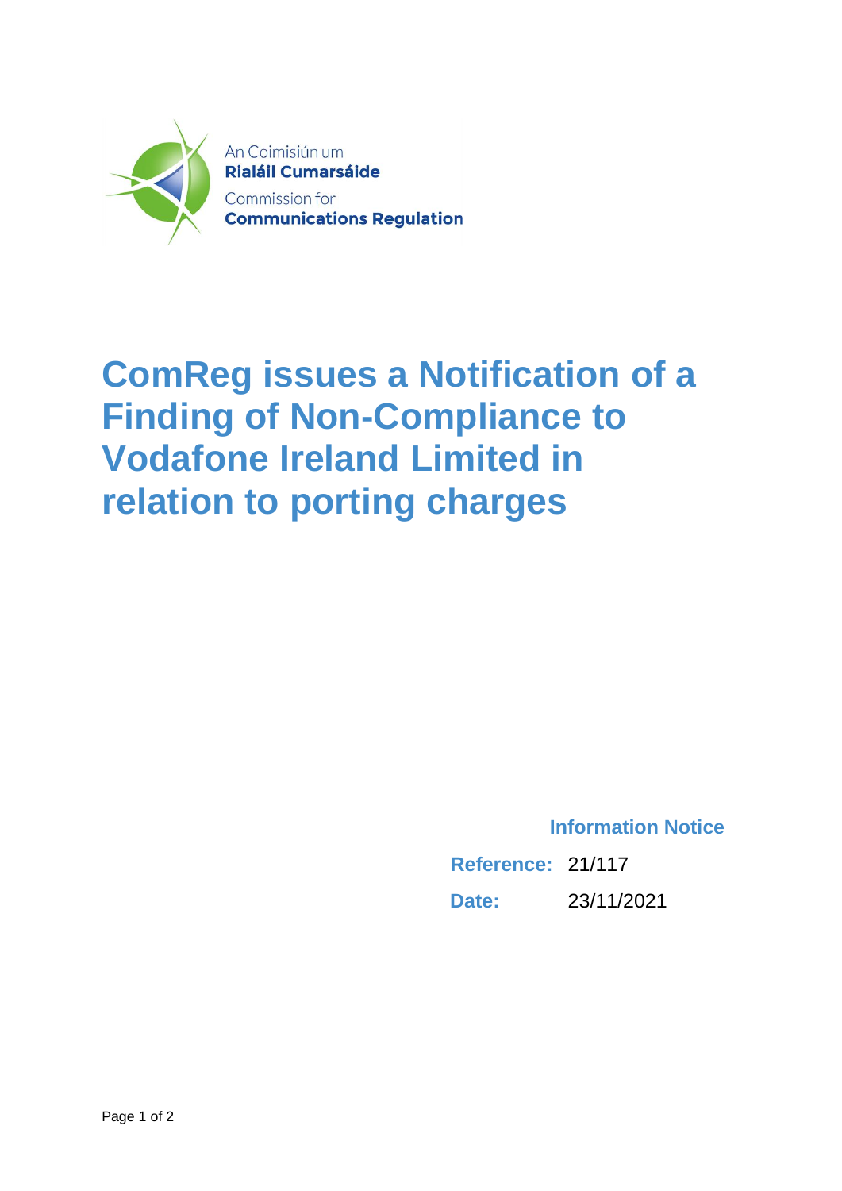An Coimisiún um
**Rialáil Cumarsáide**
Commission for
**Communications Regulation**

# ComReg issues a Notification of a Finding of Non-Compliance to Vodafone Ireland Limited in relation to porting charges

**Information Notice**

**Reference:** 21/117

**Date:** 23/11/2021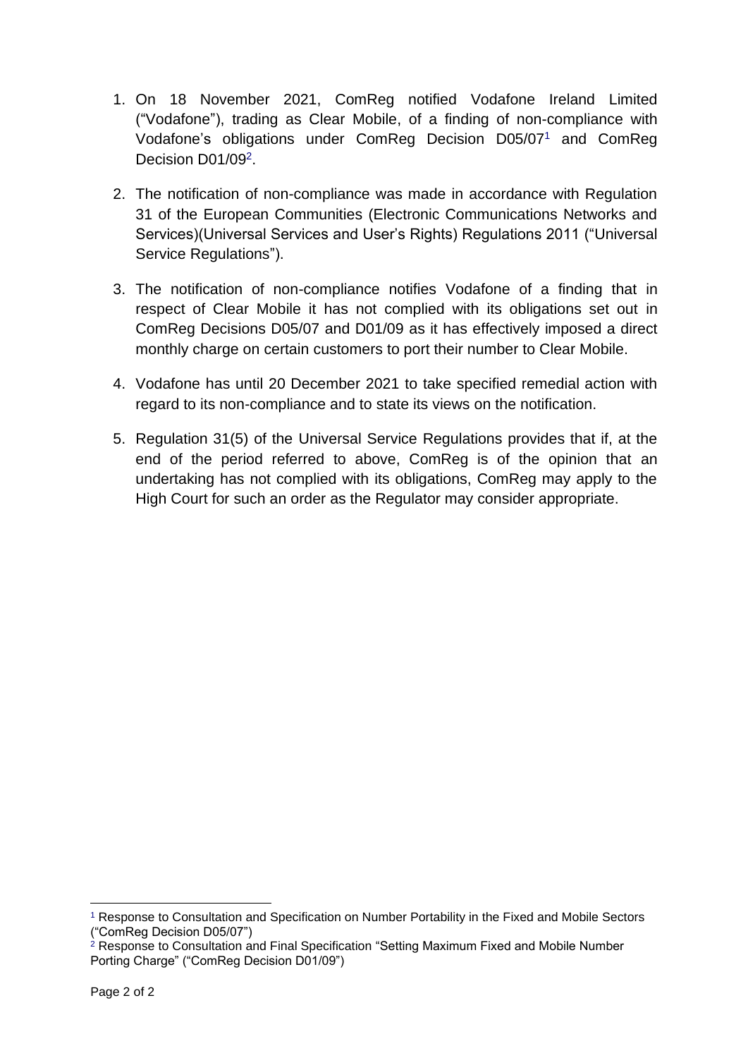1. On 18 November 2021, ComReg notified Vodafone Ireland Limited ("Vodafone"), trading as Clear Mobile, of a finding of non-compliance with Vodafone's obligations under ComReg Decision D05/07[1] and ComReg Decision D01/09[2].

2. The notification of non-compliance was made in accordance with Regulation 31 of the European Communities (Electronic Communications Networks and Services)(Universal Services and User's Rights) Regulations 2011 ("Universal Service Regulations").

3. The notification of non-compliance notifies Vodafone of a finding that in respect of Clear Mobile it has not complied with its obligations set out in ComReg Decisions D05/07 and D01/09 as it has effectively imposed a direct monthly charge on certain customers to port their number to Clear Mobile.

4. Vodafone has until 20 December 2021 to take specified remedial action with regard to its non-compliance and to state its views on the notification.

5. Regulation 31(5) of the Universal Service Regulations provides that if, at the end of the period referred to above, ComReg is of the opinion that an undertaking has not complied with its obligations, ComReg may apply to the High Court for such an order as the Regulator may consider appropriate.

---

[1] Response to Consultation and Specification on Number Portability in the Fixed and Mobile Sectors ("ComReg Decision D05/07")

[2] Response to Consultation and Final Specification "Setting Maximum Fixed and Mobile Number Porting Charge" ("ComReg Decision D01/09")